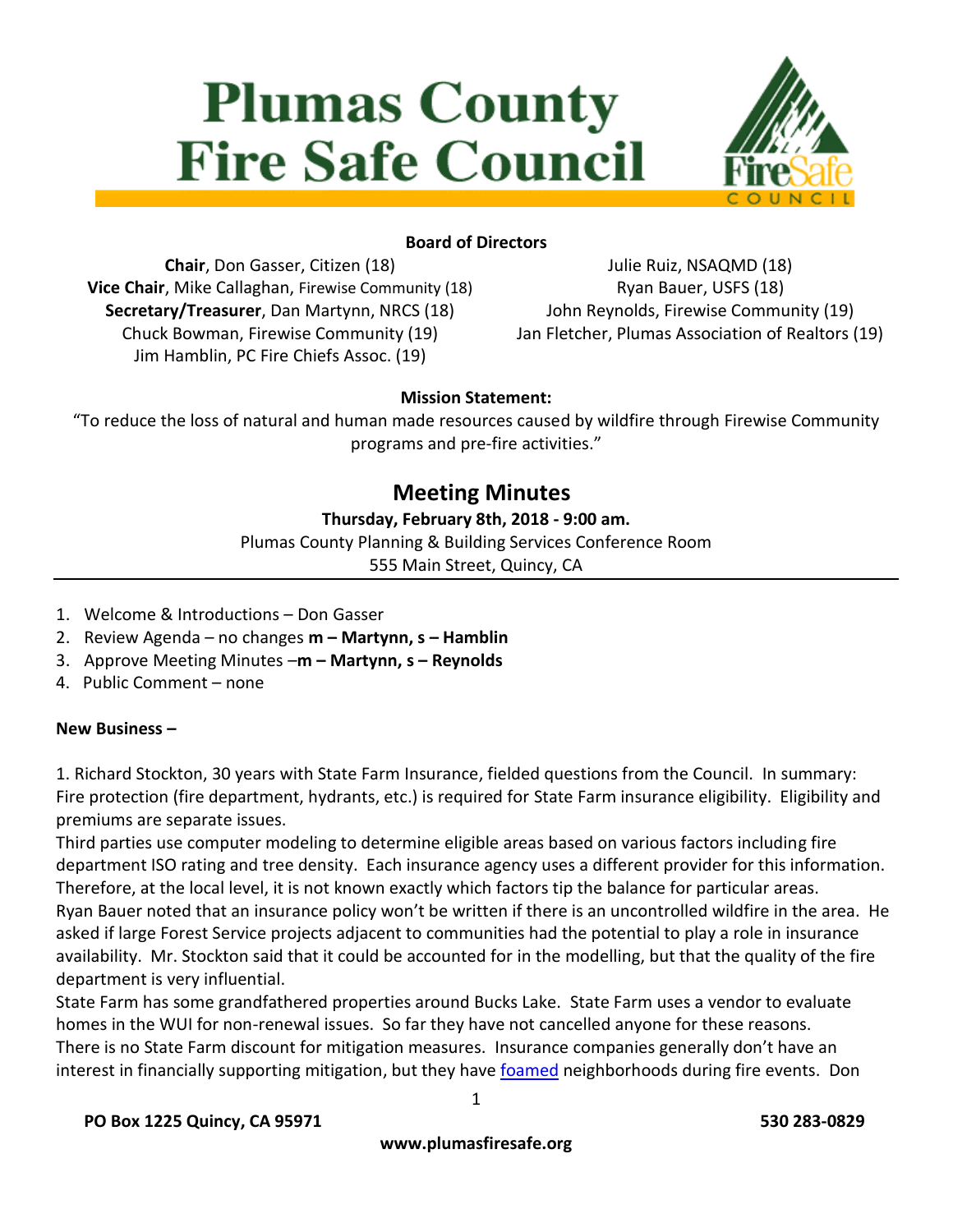# Plumas County Fire Safe Council

**Board of Directors**

**Chair**, Don Gasser, Citizen (18)
**Vice Chair**, Mike Callaghan, Firewise Community (18)
**Secretary/Treasurer**, Dan Martynn, NRCS (18)
Chuck Bowman, Firewise Community (19)
Jim Hamblin, PC Fire Chiefs Assoc. (19)
Julie Ruiz, NSAQMD (18)
Ryan Bauer, USFS (18)
John Reynolds, Firewise Community (19)
Jan Fletcher, Plumas Association of Realtors (19)

**Mission Statement:**
"To reduce the loss of natural and human made resources caused by wildfire through Firewise Community programs and pre-fire activities."

## Meeting Minutes

**Thursday, February 8th, 2018 - 9:00 am.**
Plumas County Planning & Building Services Conference Room
555 Main Street, Quincy, CA

1. Welcome & Introductions – Don Gasser
2. Review Agenda – no changes **m – Martynn, s – Hamblin**
3. Approve Meeting Minutes –**m – Martynn, s – Reynolds**
4. Public Comment – none

**New Business –**

1. Richard Stockton, 30 years with State Farm Insurance, fielded questions from the Council. In summary: Fire protection (fire department, hydrants, etc.) is required for State Farm insurance eligibility. Eligibility and premiums are separate issues.
Third parties use computer modeling to determine eligible areas based on various factors including fire department ISO rating and tree density. Each insurance agency uses a different provider for this information. Therefore, at the local level, it is not known exactly which factors tip the balance for particular areas.
Ryan Bauer noted that an insurance policy won't be written if there is an uncontrolled wildfire in the area. He asked if large Forest Service projects adjacent to communities had the potential to play a role in insurance availability. Mr. Stockton said that it could be accounted for in the modelling, but that the quality of the fire department is very influential.
State Farm has some grandfathered properties around Bucks Lake. State Farm uses a vendor to evaluate homes in the WUI for non-renewal issues. So far they have not cancelled anyone for these reasons.
There is no State Farm discount for mitigation measures. Insurance companies generally don't have an interest in financially supporting mitigation, but they have foamed neighborhoods during fire events. Don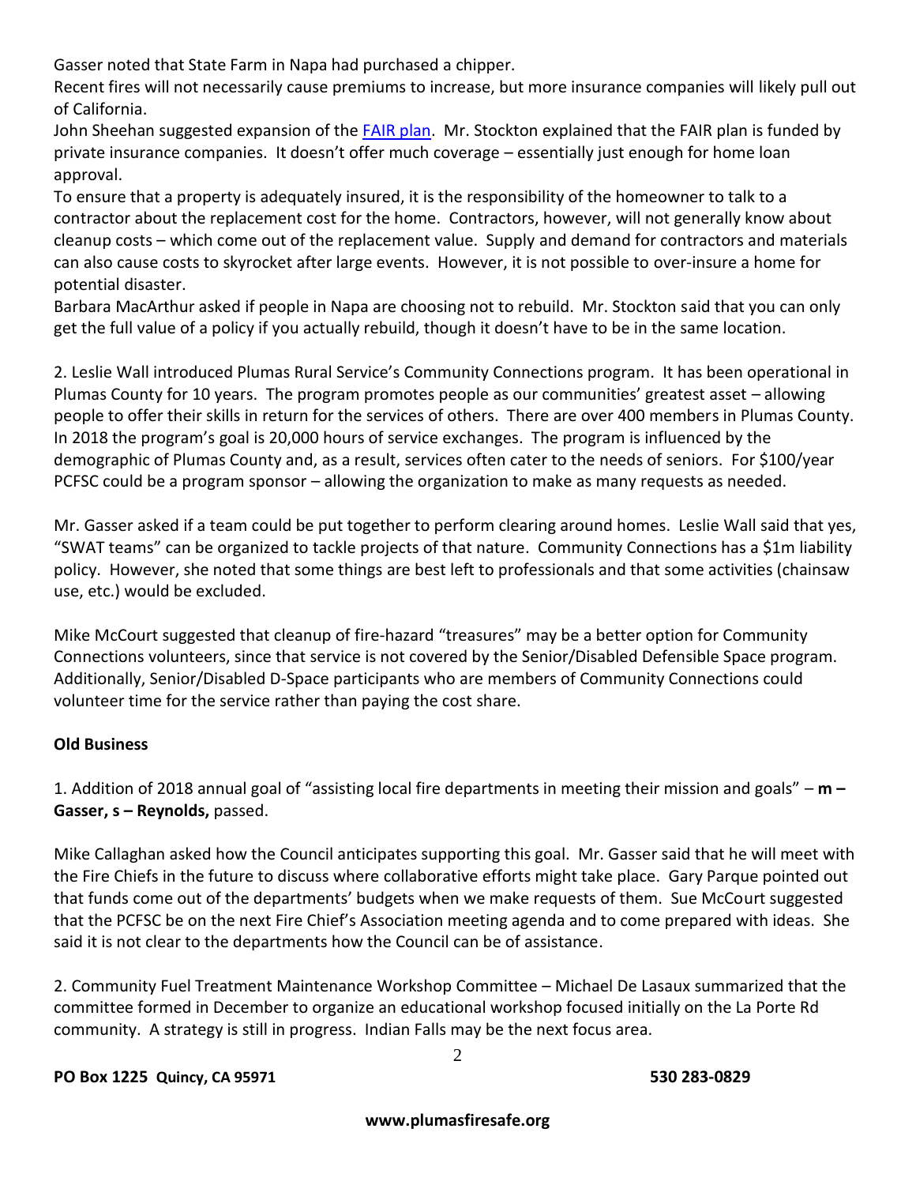Gasser noted that State Farm in Napa had purchased a chipper.

Recent fires will not necessarily cause premiums to increase, but more insurance companies will likely pull out of California.

John Sheehan suggested expansion of the FAIR plan. Mr. Stockton explained that the FAIR plan is funded by private insurance companies. It doesn't offer much coverage – essentially just enough for home loan approval.

To ensure that a property is adequately insured, it is the responsibility of the homeowner to talk to a contractor about the replacement cost for the home. Contractors, however, will not generally know about cleanup costs – which come out of the replacement value. Supply and demand for contractors and materials can also cause costs to skyrocket after large events. However, it is not possible to over-insure a home for potential disaster.

Barbara MacArthur asked if people in Napa are choosing not to rebuild. Mr. Stockton said that you can only get the full value of a policy if you actually rebuild, though it doesn't have to be in the same location.

2. Leslie Wall introduced Plumas Rural Service's Community Connections program. It has been operational in Plumas County for 10 years. The program promotes people as our communities' greatest asset – allowing people to offer their skills in return for the services of others. There are over 400 members in Plumas County. In 2018 the program's goal is 20,000 hours of service exchanges. The program is influenced by the demographic of Plumas County and, as a result, services often cater to the needs of seniors. For $100/year PCFSC could be a program sponsor – allowing the organization to make as many requests as needed.

Mr. Gasser asked if a team could be put together to perform clearing around homes. Leslie Wall said that yes, "SWAT teams" can be organized to tackle projects of that nature. Community Connections has a $1m liability policy. However, she noted that some things are best left to professionals and that some activities (chainsaw use, etc.) would be excluded.

Mike McCourt suggested that cleanup of fire-hazard "treasures" may be a better option for Community Connections volunteers, since that service is not covered by the Senior/Disabled Defensible Space program. Additionally, Senior/Disabled D-Space participants who are members of Community Connections could volunteer time for the service rather than paying the cost share.

**Old Business**

1. Addition of 2018 annual goal of "assisting local fire departments in meeting their mission and goals" – **m – Gasser, s – Reynolds,** passed.

Mike Callaghan asked how the Council anticipates supporting this goal. Mr. Gasser said that he will meet with the Fire Chiefs in the future to discuss where collaborative efforts might take place. Gary Parque pointed out that funds come out of the departments' budgets when we make requests of them. Sue McCourt suggested that the PCFSC be on the next Fire Chief's Association meeting agenda and to come prepared with ideas. She said it is not clear to the departments how the Council can be of assistance.

2. Community Fuel Treatment Maintenance Workshop Committee – Michael De Lasaux summarized that the committee formed in December to organize an educational workshop focused initially on the La Porte Rd community. A strategy is still in progress. Indian Falls may be the next focus area.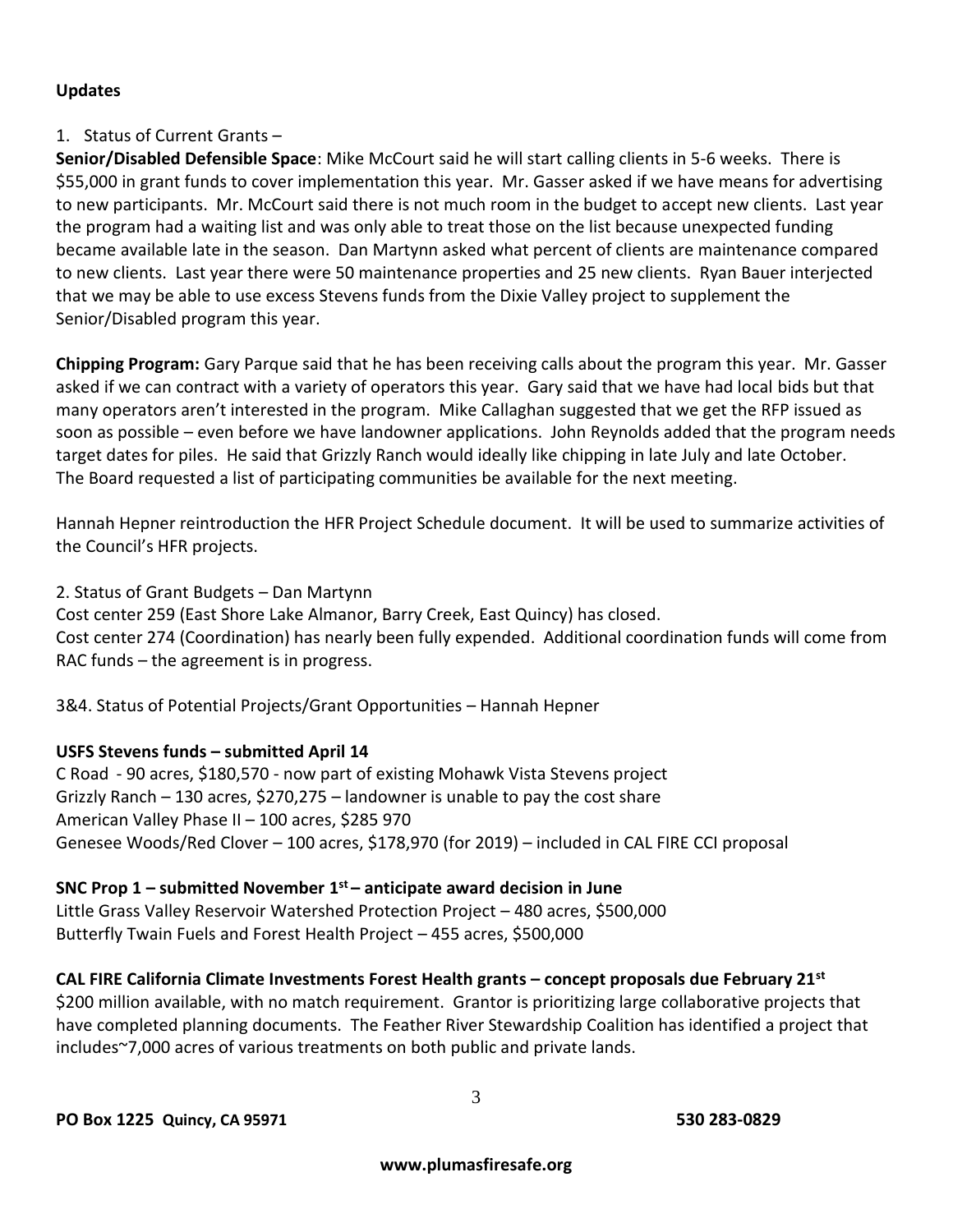**Updates**

1. Status of Current Grants –

**Senior/Disabled Defensible Space**: Mike McCourt said he will start calling clients in 5-6 weeks. There is $55,000 in grant funds to cover implementation this year. Mr. Gasser asked if we have means for advertising to new participants. Mr. McCourt said there is not much room in the budget to accept new clients. Last year the program had a waiting list and was only able to treat those on the list because unexpected funding became available late in the season. Dan Martynn asked what percent of clients are maintenance compared to new clients. Last year there were 50 maintenance properties and 25 new clients. Ryan Bauer interjected that we may be able to use excess Stevens funds from the Dixie Valley project to supplement the Senior/Disabled program this year.

**Chipping Program:** Gary Parque said that he has been receiving calls about the program this year. Mr. Gasser asked if we can contract with a variety of operators this year. Gary said that we have had local bids but that many operators aren't interested in the program. Mike Callaghan suggested that we get the RFP issued as soon as possible – even before we have landowner applications. John Reynolds added that the program needs target dates for piles. He said that Grizzly Ranch would ideally like chipping in late July and late October. The Board requested a list of participating communities be available for the next meeting.

Hannah Hepner reintroduction the HFR Project Schedule document. It will be used to summarize activities of the Council's HFR projects.

2. Status of Grant Budgets – Dan Martynn

Cost center 259 (East Shore Lake Almanor, Barry Creek, East Quincy) has closed.
Cost center 274 (Coordination) has nearly been fully expended. Additional coordination funds will come from RAC funds – the agreement is in progress.

3&4. Status of Potential Projects/Grant Opportunities – Hannah Hepner

**USFS Stevens funds – submitted April 14**

C Road - 90 acres, $180,570 - now part of existing Mohawk Vista Stevens project
Grizzly Ranch – 130 acres, $270,275 – landowner is unable to pay the cost share
American Valley Phase II – 100 acres, $285 970
Genesee Woods/Red Clover – 100 acres, $178,970 (for 2019) – included in CAL FIRE CCI proposal

**SNC Prop 1 – submitted November 1st – anticipate award decision in June**

Little Grass Valley Reservoir Watershed Protection Project – 480 acres, $500,000
Butterfly Twain Fuels and Forest Health Project – 455 acres, $500,000

**CAL FIRE California Climate Investments Forest Health grants – concept proposals due February 21st**

$200 million available, with no match requirement. Grantor is prioritizing large collaborative projects that have completed planning documents. The Feather River Stewardship Coalition has identified a project that includes~7,000 acres of various treatments on both public and private lands.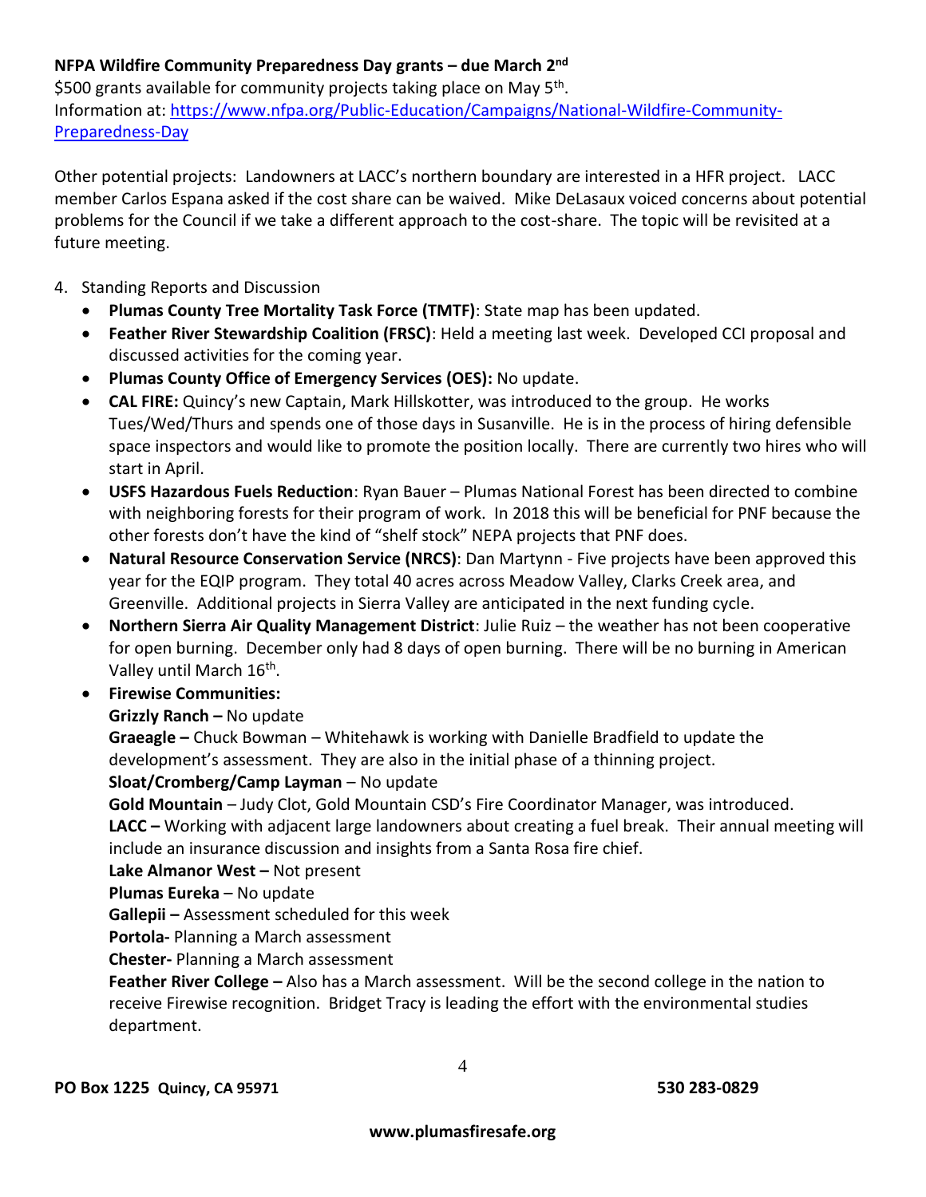**NFPA Wildfire Community Preparedness Day grants – due March 2nd**
$500 grants available for community projects taking place on May 5th.
Information at: [https://www.nfpa.org/Public-Education/Campaigns/National-Wildfire-Community-Preparedness-Day](https://www.nfpa.org/Public-Education/Campaigns/National-Wildfire-Community-Preparedness-Day)

Other potential projects: Landowners at LACC's northern boundary are interested in a HFR project. LACC member Carlos Espana asked if the cost share can be waived. Mike DeLasaux voiced concerns about potential problems for the Council if we take a different approach to the cost-share. The topic will be revisited at a future meeting.

4. Standing Reports and Discussion
   - **Plumas County Tree Mortality Task Force (TMTF)**: State map has been updated.
   - **Feather River Stewardship Coalition (FRSC)**: Held a meeting last week. Developed CCI proposal and discussed activities for the coming year.
   - **Plumas County Office of Emergency Services (OES):** No update.
   - **CAL FIRE:** Quincy's new Captain, Mark Hillskotter, was introduced to the group. He works Tues/Wed/Thurs and spends one of those days in Susanville. He is in the process of hiring defensible space inspectors and would like to promote the position locally. There are currently two hires who will start in April.
   - **USFS Hazardous Fuels Reduction**: Ryan Bauer – Plumas National Forest has been directed to combine with neighboring forests for their program of work. In 2018 this will be beneficial for PNF because the other forests don't have the kind of "shelf stock" NEPA projects that PNF does.
   - **Natural Resource Conservation Service (NRCS)**: Dan Martynn - Five projects have been approved this year for the EQIP program. They total 40 acres across Meadow Valley, Clarks Creek area, and Greenville. Additional projects in Sierra Valley are anticipated in the next funding cycle.
   - **Northern Sierra Air Quality Management District**: Julie Ruiz – the weather has not been cooperative for open burning. December only had 8 days of open burning. There will be no burning in American Valley until March 16th.
   - **Firewise Communities:**
     **Grizzly Ranch –** No update
     **Graeagle –** Chuck Bowman – Whitehawk is working with Danielle Bradfield to update the development's assessment. They are also in the initial phase of a thinning project.
     **Sloat/Cromberg/Camp Layman** – No update
     **Gold Mountain** – Judy Clot, Gold Mountain CSD's Fire Coordinator Manager, was introduced.
     **LACC –** Working with adjacent large landowners about creating a fuel break. Their annual meeting will include an insurance discussion and insights from a Santa Rosa fire chief.
     **Lake Almanor West –** Not present
     **Plumas Eureka** – No update
     **Gallepii –** Assessment scheduled for this week
     **Portola-** Planning a March assessment
     **Chester-** Planning a March assessment
     **Feather River College –** Also has a March assessment. Will be the second college in the nation to receive Firewise recognition. Bridget Tracy is leading the effort with the environmental studies department.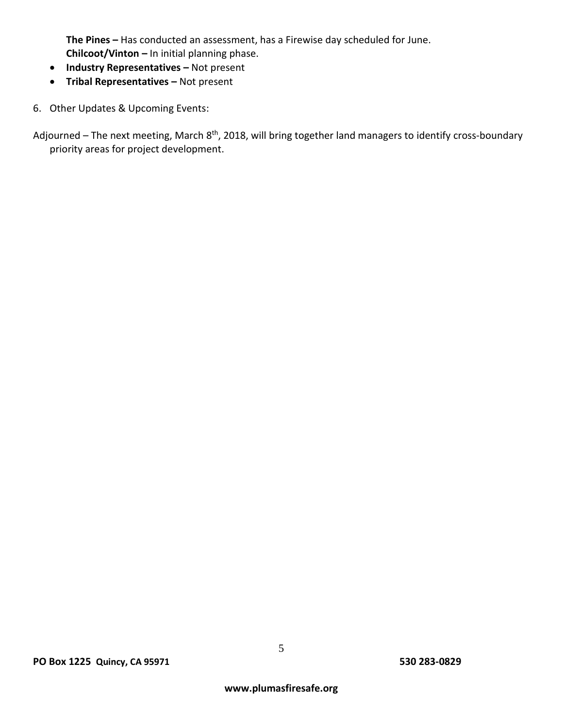**The Pines –** Has conducted an assessment, has a Firewise day scheduled for June.
**Chilcoot/Vinton –** In initial planning phase.

- **Industry Representatives –** Not present
- **Tribal Representatives –** Not present

6. Other Updates & Upcoming Events:

Adjourned – The next meeting, March 8th, 2018, will bring together land managers to identify cross-boundary priority areas for project development.